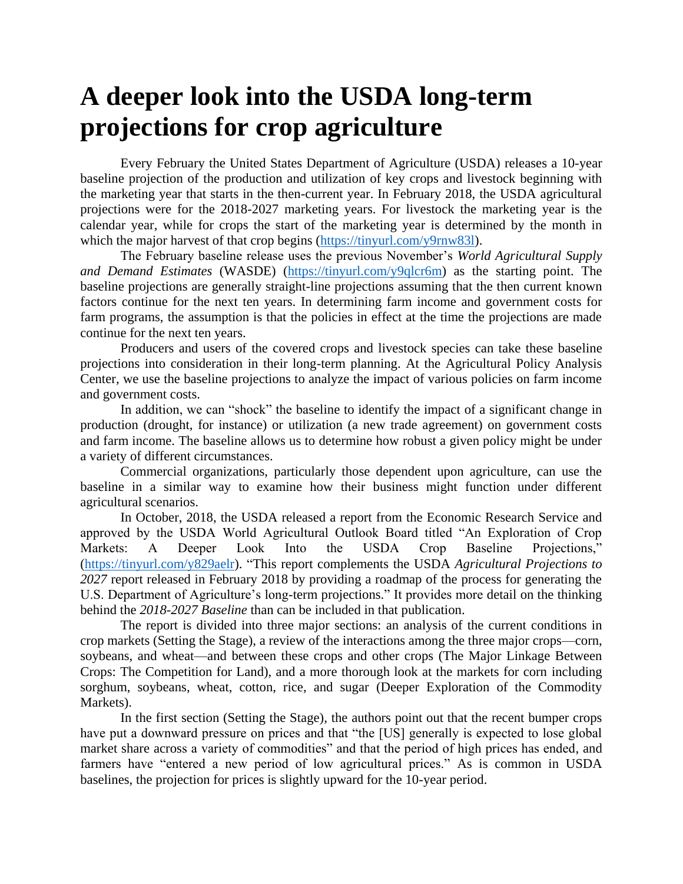# A deeper look into the USDA long-term projections for crop agriculture

Every February the United States Department of Agriculture (USDA) releases a 10-year baseline projection of the production and utilization of key crops and livestock beginning with the marketing year that starts in the then-current year. In February 2018, the USDA agricultural projections were for the 2018-2027 marketing years. For livestock the marketing year is the calendar year, while for crops the start of the marketing year is determined by the month in which the major harvest of that crop begins (https://tinyurl.com/y9rnw83l).

The February baseline release uses the previous November's *World Agricultural Supply and Demand Estimates* (WASDE) (https://tinyurl.com/y9qlcr6m) as the starting point. The baseline projections are generally straight-line projections assuming that the then current known factors continue for the next ten years. In determining farm income and government costs for farm programs, the assumption is that the policies in effect at the time the projections are made continue for the next ten years.

Producers and users of the covered crops and livestock species can take these baseline projections into consideration in their long-term planning. At the Agricultural Policy Analysis Center, we use the baseline projections to analyze the impact of various policies on farm income and government costs.

In addition, we can "shock" the baseline to identify the impact of a significant change in production (drought, for instance) or utilization (a new trade agreement) on government costs and farm income. The baseline allows us to determine how robust a given policy might be under a variety of different circumstances.

Commercial organizations, particularly those dependent upon agriculture, can use the baseline in a similar way to examine how their business might function under different agricultural scenarios.

In October, 2018, the USDA released a report from the Economic Research Service and approved by the USDA World Agricultural Outlook Board titled "An Exploration of Crop Markets: A Deeper Look Into the USDA Crop Baseline Projections," (https://tinyurl.com/y829aelr). "This report complements the USDA *Agricultural Projections to 2027* report released in February 2018 by providing a roadmap of the process for generating the U.S. Department of Agriculture's long-term projections." It provides more detail on the thinking behind the *2018-2027 Baseline* than can be included in that publication.

The report is divided into three major sections: an analysis of the current conditions in crop markets (Setting the Stage), a review of the interactions among the three major crops—corn, soybeans, and wheat—and between these crops and other crops (The Major Linkage Between Crops: The Competition for Land), and a more thorough look at the markets for corn including sorghum, soybeans, wheat, cotton, rice, and sugar (Deeper Exploration of the Commodity Markets).

In the first section (Setting the Stage), the authors point out that the recent bumper crops have put a downward pressure on prices and that "the [US] generally is expected to lose global market share across a variety of commodities" and that the period of high prices has ended, and farmers have "entered a new period of low agricultural prices." As is common in USDA baselines, the projection for prices is slightly upward for the 10-year period.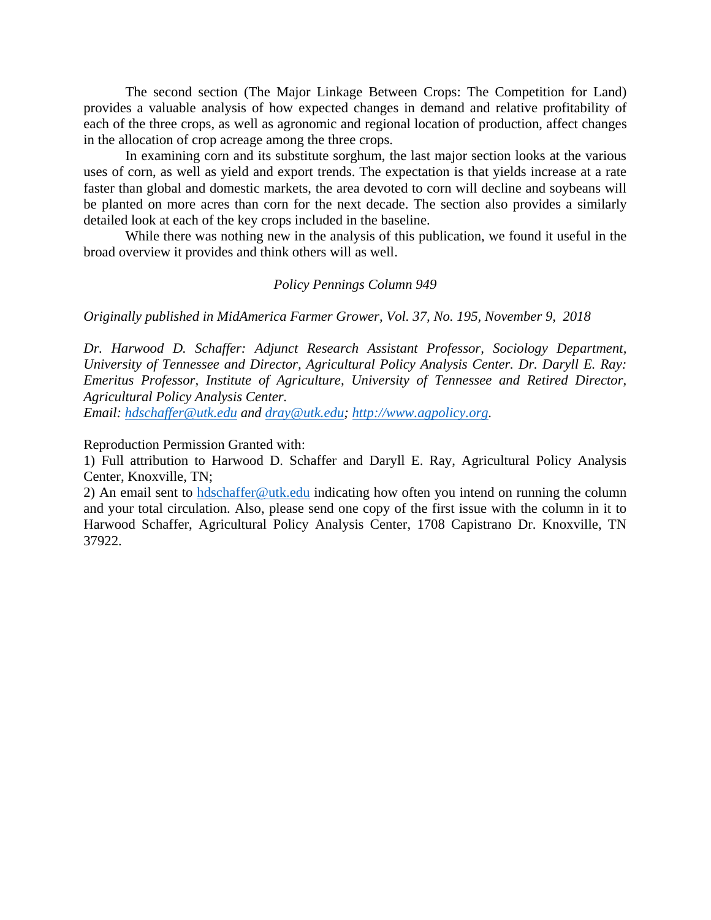The second section (The Major Linkage Between Crops: The Competition for Land) provides a valuable analysis of how expected changes in demand and relative profitability of each of the three crops, as well as agronomic and regional location of production, affect changes in the allocation of crop acreage among the three crops.

In examining corn and its substitute sorghum, the last major section looks at the various uses of corn, as well as yield and export trends. The expectation is that yields increase at a rate faster than global and domestic markets, the area devoted to corn will decline and soybeans will be planted on more acres than corn for the next decade. The section also provides a similarly detailed look at each of the key crops included in the baseline.

While there was nothing new in the analysis of this publication, we found it useful in the broad overview it provides and think others will as well.

*Policy Pennings Column 949*

*Originally published in MidAmerica Farmer Grower, Vol. 37, No. 195, November 9, 2018*

*Dr. Harwood D. Schaffer: Adjunct Research Assistant Professor, Sociology Department, University of Tennessee and Director, Agricultural Policy Analysis Center. Dr. Daryll E. Ray: Emeritus Professor, Institute of Agriculture, University of Tennessee and Retired Director, Agricultural Policy Analysis Center.*
*Email: hdschaffer@utk.edu and dray@utk.edu; http://www.agpolicy.org.*

Reproduction Permission Granted with:
1) Full attribution to Harwood D. Schaffer and Daryll E. Ray, Agricultural Policy Analysis Center, Knoxville, TN;
2) An email sent to hdschaffer@utk.edu indicating how often you intend on running the column and your total circulation. Also, please send one copy of the first issue with the column in it to Harwood Schaffer, Agricultural Policy Analysis Center, 1708 Capistrano Dr. Knoxville, TN 37922.